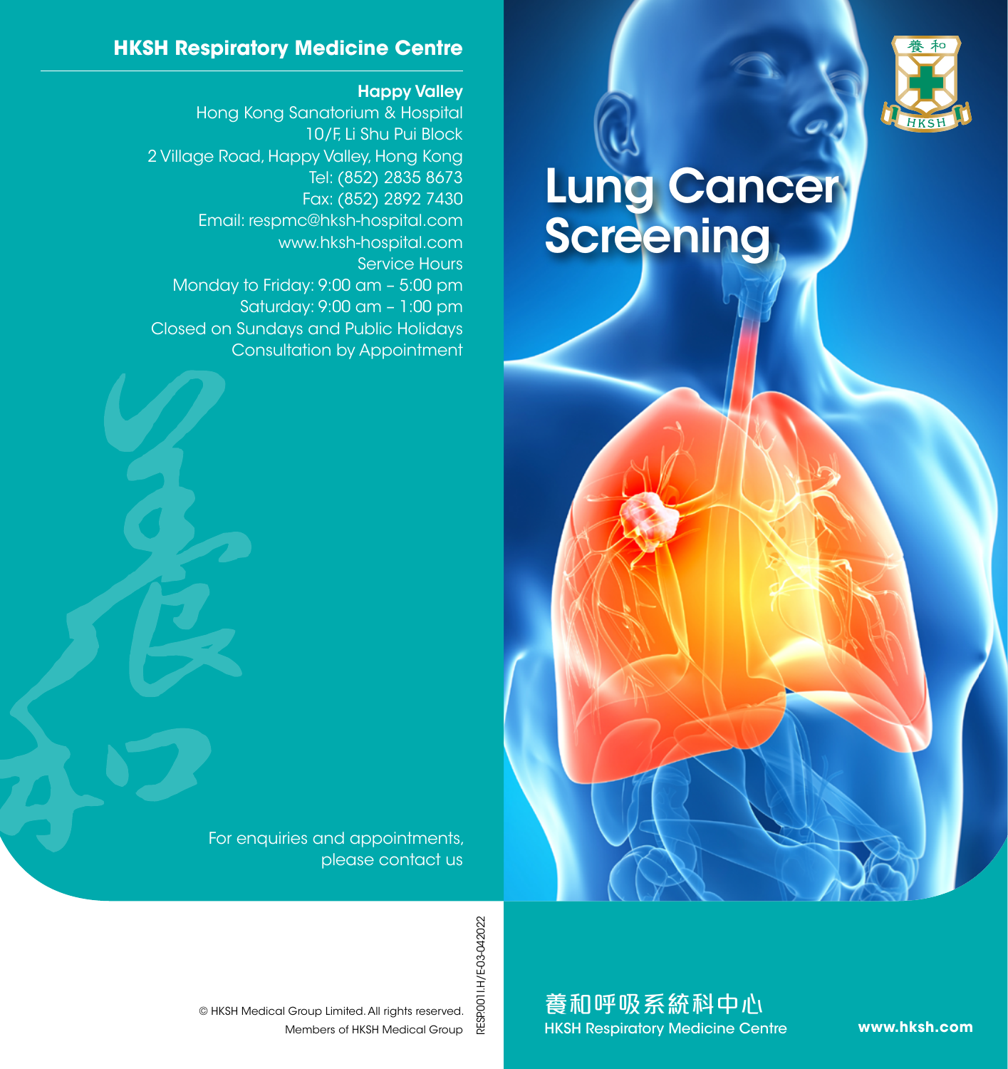## HKSH Respiratory Medicine Centre

**Happy Valley**
Hong Kong Sanatorium & Hospital
10/F, Li Shu Pui Block
2 Village Road, Happy Valley, Hong Kong
Tel: (852) 2835 8673
Fax: (852) 2892 7430
Email: respmc@hksh-hospital.com
www.hksh-hospital.com
Service Hours
Monday to Friday: 9:00 am – 5:00 pm
Saturday: 9:00 am – 1:00 pm
Closed on Sundays and Public Holidays
Consultation by Appointment

For enquiries and appointments, please contact us

© HKSH Medical Group Limited. All rights reserved.
Members of HKSH Medical Group

RESP.001I.H/E-03-042022

# Lung Cancer Screening

養和呼吸系統科中心
HKSH Respiratory Medicine Centre

**www.hksh.com**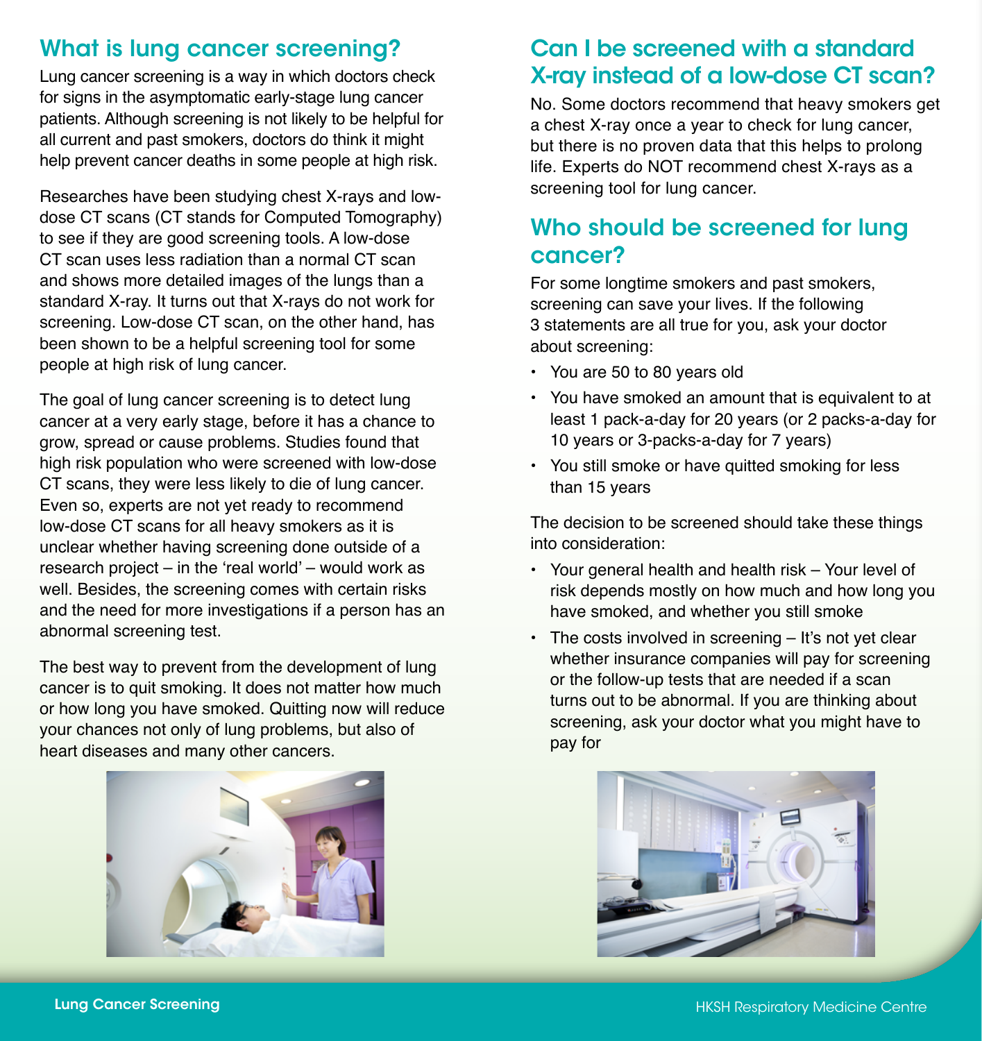## What is lung cancer screening?

Lung cancer screening is a way in which doctors check for signs in the asymptomatic early-stage lung cancer patients. Although screening is not likely to be helpful for all current and past smokers, doctors do think it might help prevent cancer deaths in some people at high risk.

Researches have been studying chest X-rays and low-dose CT scans (CT stands for Computed Tomography) to see if they are good screening tools. A low-dose CT scan uses less radiation than a normal CT scan and shows more detailed images of the lungs than a standard X-ray. It turns out that X-rays do not work for screening. Low-dose CT scan, on the other hand, has been shown to be a helpful screening tool for some people at high risk of lung cancer.

The goal of lung cancer screening is to detect lung cancer at a very early stage, before it has a chance to grow, spread or cause problems. Studies found that high risk population who were screened with low-dose CT scans, they were less likely to die of lung cancer. Even so, experts are not yet ready to recommend low-dose CT scans for all heavy smokers as it is unclear whether having screening done outside of a research project – in the 'real world' – would work as well. Besides, the screening comes with certain risks and the need for more investigations if a person has an abnormal screening test.

The best way to prevent from the development of lung cancer is to quit smoking. It does not matter how much or how long you have smoked. Quitting now will reduce your chances not only of lung problems, but also of heart diseases and many other cancers.

## Can I be screened with a standard X-ray instead of a low-dose CT scan?

No. Some doctors recommend that heavy smokers get a chest X-ray once a year to check for lung cancer, but there is no proven data that this helps to prolong life. Experts do NOT recommend chest X-rays as a screening tool for lung cancer.

## Who should be screened for lung cancer?

For some longtime smokers and past smokers, screening can save your lives. If the following 3 statements are all true for you, ask your doctor about screening:

- You are 50 to 80 years old
- You have smoked an amount that is equivalent to at least 1 pack-a-day for 20 years (or 2 packs-a-day for 10 years or 3-packs-a-day for 7 years)
- You still smoke or have quitted smoking for less than 15 years

The decision to be screened should take these things into consideration:

- Your general health and health risk – Your level of risk depends mostly on how much and how long you have smoked, and whether you still smoke
- The costs involved in screening – It's not yet clear whether insurance companies will pay for screening or the follow-up tests that are needed if a scan turns out to be abnormal. If you are thinking about screening, ask your doctor what you might have to pay for